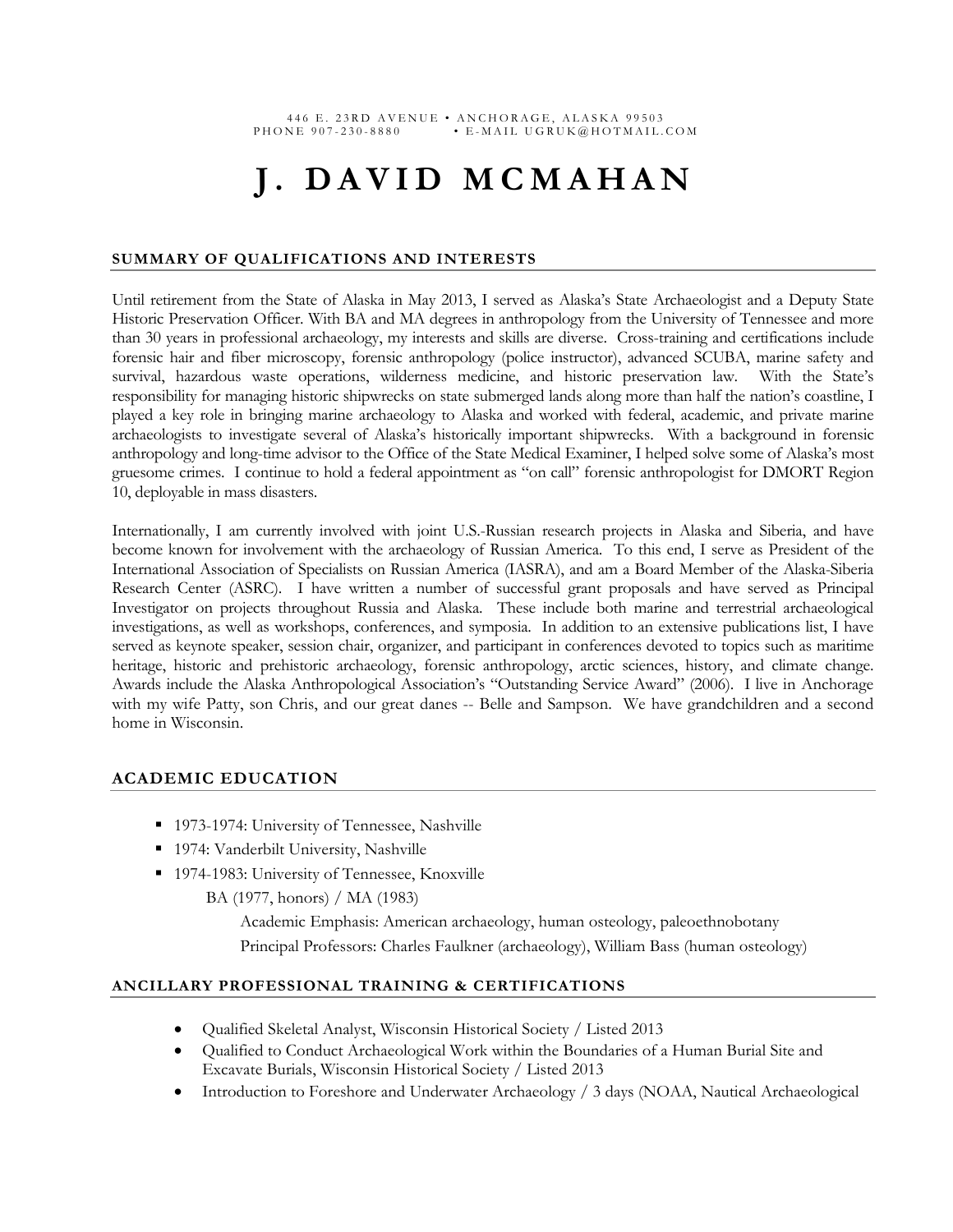446 E. 23RD AVENUE • ANCHORAGE, ALASKA 99503
PHONE 907-230-8880 • E-MAIL UGRUK@HOTMAIL.COM

# J. DAVID MCMAHAN

## SUMMARY OF QUALIFICATIONS AND INTERESTS

Until retirement from the State of Alaska in May 2013, I served as Alaska's State Archaeologist and a Deputy State Historic Preservation Officer. With BA and MA degrees in anthropology from the University of Tennessee and more than 30 years in professional archaeology, my interests and skills are diverse. Cross-training and certifications include forensic hair and fiber microscopy, forensic anthropology (police instructor), advanced SCUBA, marine safety and survival, hazardous waste operations, wilderness medicine, and historic preservation law. With the State's responsibility for managing historic shipwrecks on state submerged lands along more than half the nation's coastline, I played a key role in bringing marine archaeology to Alaska and worked with federal, academic, and private marine archaeologists to investigate several of Alaska's historically important shipwrecks. With a background in forensic anthropology and long-time advisor to the Office of the State Medical Examiner, I helped solve some of Alaska's most gruesome crimes. I continue to hold a federal appointment as "on call" forensic anthropologist for DMORT Region 10, deployable in mass disasters.

Internationally, I am currently involved with joint U.S.-Russian research projects in Alaska and Siberia, and have become known for involvement with the archaeology of Russian America. To this end, I serve as President of the International Association of Specialists on Russian America (IASRA), and am a Board Member of the Alaska-Siberia Research Center (ASRC). I have written a number of successful grant proposals and have served as Principal Investigator on projects throughout Russia and Alaska. These include both marine and terrestrial archaeological investigations, as well as workshops, conferences, and symposia. In addition to an extensive publications list, I have served as keynote speaker, session chair, organizer, and participant in conferences devoted to topics such as maritime heritage, historic and prehistoric archaeology, forensic anthropology, arctic sciences, history, and climate change. Awards include the Alaska Anthropological Association's "Outstanding Service Award" (2006). I live in Anchorage with my wife Patty, son Chris, and our great danes -- Belle and Sampson. We have grandchildren and a second home in Wisconsin.

## ACADEMIC EDUCATION

- 1973-1974: University of Tennessee, Nashville
- 1974: Vanderbilt University, Nashville
- 1974-1983: University of Tennessee, Knoxville
  - BA (1977, honors) / MA (1983)
    - Academic Emphasis: American archaeology, human osteology, paleoethnobotany
    - Principal Professors: Charles Faulkner (archaeology), William Bass (human osteology)

## ANCILLARY PROFESSIONAL TRAINING & CERTIFICATIONS

- Qualified Skeletal Analyst, Wisconsin Historical Society / Listed 2013
- Qualified to Conduct Archaeological Work within the Boundaries of a Human Burial Site and Excavate Burials, Wisconsin Historical Society / Listed 2013
- Introduction to Foreshore and Underwater Archaeology / 3 days (NOAA, Nautical Archaeological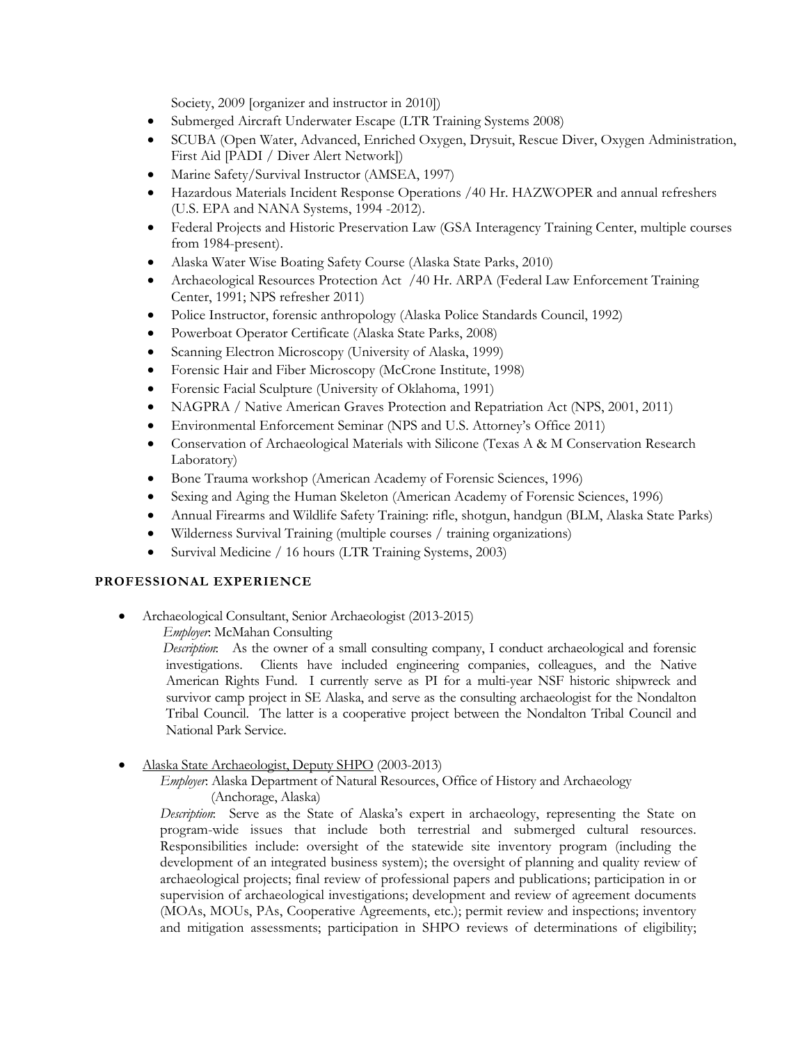Society, 2009 [organizer and instructor in 2010])

- Submerged Aircraft Underwater Escape (LTR Training Systems 2008)
- SCUBA (Open Water, Advanced, Enriched Oxygen, Drysuit, Rescue Diver, Oxygen Administration, First Aid [PADI / Diver Alert Network])
- Marine Safety/Survival Instructor (AMSEA, 1997)
- Hazardous Materials Incident Response Operations /40 Hr. HAZWOPER and annual refreshers (U.S. EPA and NANA Systems, 1994 -2012).
- Federal Projects and Historic Preservation Law (GSA Interagency Training Center, multiple courses from 1984-present).
- Alaska Water Wise Boating Safety Course (Alaska State Parks, 2010)
- Archaeological Resources Protection Act /40 Hr. ARPA (Federal Law Enforcement Training Center, 1991; NPS refresher 2011)
- Police Instructor, forensic anthropology (Alaska Police Standards Council, 1992)
- Powerboat Operator Certificate (Alaska State Parks, 2008)
- Scanning Electron Microscopy (University of Alaska, 1999)
- Forensic Hair and Fiber Microscopy (McCrone Institute, 1998)
- Forensic Facial Sculpture (University of Oklahoma, 1991)
- NAGPRA / Native American Graves Protection and Repatriation Act (NPS, 2001, 2011)
- Environmental Enforcement Seminar (NPS and U.S. Attorney's Office 2011)
- Conservation of Archaeological Materials with Silicone (Texas A & M Conservation Research Laboratory)
- Bone Trauma workshop (American Academy of Forensic Sciences, 1996)
- Sexing and Aging the Human Skeleton (American Academy of Forensic Sciences, 1996)
- Annual Firearms and Wildlife Safety Training: rifle, shotgun, handgun (BLM, Alaska State Parks)
- Wilderness Survival Training (multiple courses / training organizations)
- Survival Medicine / 16 hours (LTR Training Systems, 2003)

## PROFESSIONAL EXPERIENCE

- Archaeological Consultant, Senior Archaeologist (2013-2015)

  *Employer*: McMahan Consulting

  *Description*: As the owner of a small consulting company, I conduct archaeological and forensic investigations. Clients have included engineering companies, colleagues, and the Native American Rights Fund. I currently serve as PI for a multi-year NSF historic shipwreck and survivor camp project in SE Alaska, and serve as the consulting archaeologist for the Nondalton Tribal Council. The latter is a cooperative project between the Nondalton Tribal Council and National Park Service.

- Alaska State Archaeologist, Deputy SHPO (2003-2013)

  *Employer*: Alaska Department of Natural Resources, Office of History and Archaeology (Anchorage, Alaska)

  *Description*: Serve as the State of Alaska's expert in archaeology, representing the State on program-wide issues that include both terrestrial and submerged cultural resources. Responsibilities include: oversight of the statewide site inventory program (including the development of an integrated business system); the oversight of planning and quality review of archaeological projects; final review of professional papers and publications; participation in or supervision of archaeological investigations; development and review of agreement documents (MOAs, MOUs, PAs, Cooperative Agreements, etc.); permit review and inspections; inventory and mitigation assessments; participation in SHPO reviews of determinations of eligibility;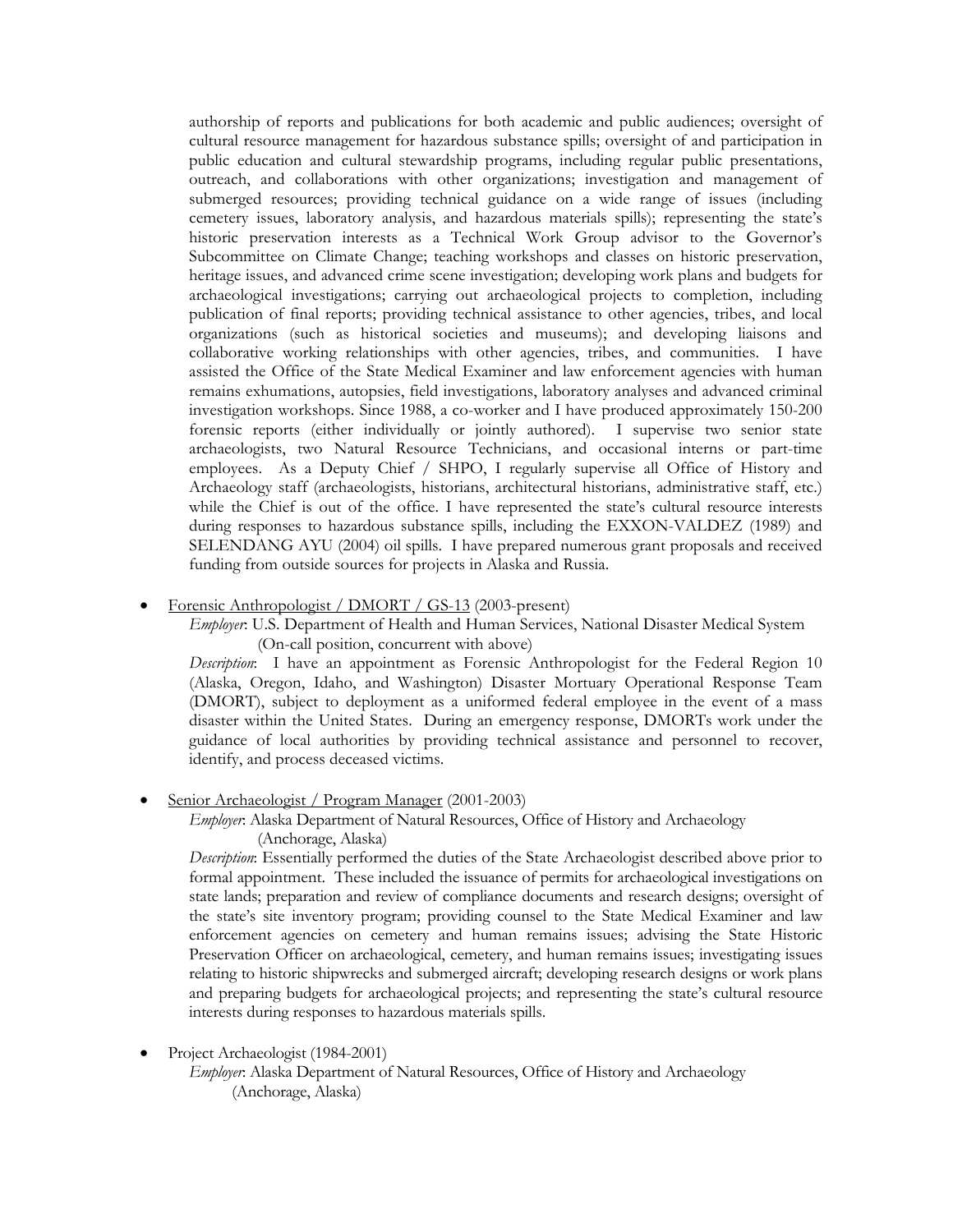authorship of reports and publications for both academic and public audiences; oversight of cultural resource management for hazardous substance spills; oversight of and participation in public education and cultural stewardship programs, including regular public presentations, outreach, and collaborations with other organizations; investigation and management of submerged resources; providing technical guidance on a wide range of issues (including cemetery issues, laboratory analysis, and hazardous materials spills); representing the state's historic preservation interests as a Technical Work Group advisor to the Governor's Subcommittee on Climate Change; teaching workshops and classes on historic preservation, heritage issues, and advanced crime scene investigation; developing work plans and budgets for archaeological investigations; carrying out archaeological projects to completion, including publication of final reports; providing technical assistance to other agencies, tribes, and local organizations (such as historical societies and museums); and developing liaisons and collaborative working relationships with other agencies, tribes, and communities. I have assisted the Office of the State Medical Examiner and law enforcement agencies with human remains exhumations, autopsies, field investigations, laboratory analyses and advanced criminal investigation workshops. Since 1988, a co-worker and I have produced approximately 150-200 forensic reports (either individually or jointly authored). I supervise two senior state archaeologists, two Natural Resource Technicians, and occasional interns or part-time employees. As a Deputy Chief / SHPO, I regularly supervise all Office of History and Archaeology staff (archaeologists, historians, architectural historians, administrative staff, etc.) while the Chief is out of the office. I have represented the state's cultural resource interests during responses to hazardous substance spills, including the EXXON-VALDEZ (1989) and SELENDANG AYU (2004) oil spills. I have prepared numerous grant proposals and received funding from outside sources for projects in Alaska and Russia.

- <u>Forensic Anthropologist / DMORT / GS-13</u> (2003-present)

  *Employer*: U.S. Department of Health and Human Services, National Disaster Medical System (On-call position, concurrent with above)

  *Description*: I have an appointment as Forensic Anthropologist for the Federal Region 10 (Alaska, Oregon, Idaho, and Washington) Disaster Mortuary Operational Response Team (DMORT), subject to deployment as a uniformed federal employee in the event of a mass disaster within the United States. During an emergency response, DMORTs work under the guidance of local authorities by providing technical assistance and personnel to recover, identify, and process deceased victims.

- <u>Senior Archaeologist / Program Manager</u> (2001-2003)

  *Employer*: Alaska Department of Natural Resources, Office of History and Archaeology (Anchorage, Alaska)

  *Description*: Essentially performed the duties of the State Archaeologist described above prior to formal appointment. These included the issuance of permits for archaeological investigations on state lands; preparation and review of compliance documents and research designs; oversight of the state's site inventory program; providing counsel to the State Medical Examiner and law enforcement agencies on cemetery and human remains issues; advising the State Historic Preservation Officer on archaeological, cemetery, and human remains issues; investigating issues relating to historic shipwrecks and submerged aircraft; developing research designs or work plans and preparing budgets for archaeological projects; and representing the state's cultural resource interests during responses to hazardous materials spills.

- Project Archaeologist (1984-2001)

  *Employer*: Alaska Department of Natural Resources, Office of History and Archaeology (Anchorage, Alaska)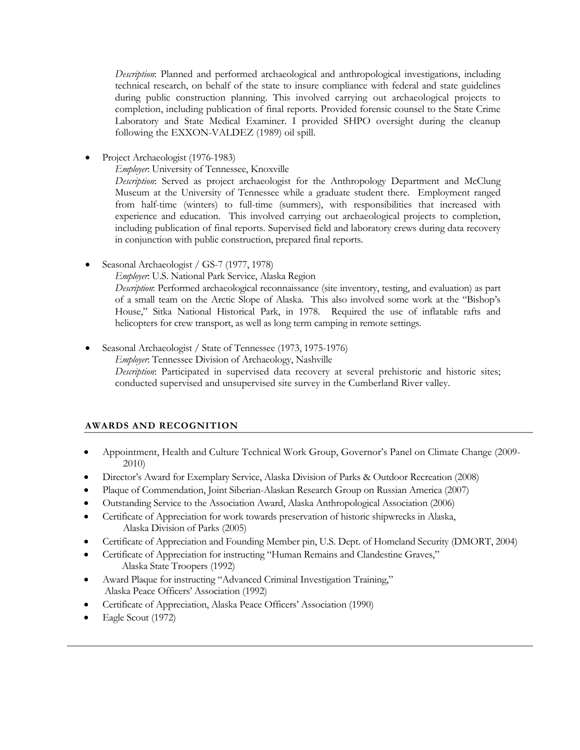*Description*: Planned and performed archaeological and anthropological investigations, including technical research, on behalf of the state to insure compliance with federal and state guidelines during public construction planning. This involved carrying out archaeological projects to completion, including publication of final reports. Provided forensic counsel to the State Crime Laboratory and State Medical Examiner. I provided SHPO oversight during the cleanup following the EXXON-VALDEZ (1989) oil spill.

- Project Archaeologist (1976-1983)

  *Employer*: University of Tennessee, Knoxville

  *Description*: Served as project archaeologist for the Anthropology Department and McClung Museum at the University of Tennessee while a graduate student there. Employment ranged from half-time (winters) to full-time (summers), with responsibilities that increased with experience and education. This involved carrying out archaeological projects to completion, including publication of final reports. Supervised field and laboratory crews during data recovery in conjunction with public construction, prepared final reports.

- Seasonal Archaeologist / GS-7 (1977, 1978)

  *Employer*: U.S. National Park Service, Alaska Region

  *Description*: Performed archaeological reconnaissance (site inventory, testing, and evaluation) as part of a small team on the Arctic Slope of Alaska. This also involved some work at the "Bishop's House," Sitka National Historical Park, in 1978. Required the use of inflatable rafts and helicopters for crew transport, as well as long term camping in remote settings.

- Seasonal Archaeologist / State of Tennessee (1973, 1975-1976)

  *Employer*: Tennessee Division of Archaeology, Nashville

  *Description*: Participated in supervised data recovery at several prehistoric and historic sites; conducted supervised and unsupervised site survey in the Cumberland River valley.

## AWARDS AND RECOGNITION

- Appointment, Health and Culture Technical Work Group, Governor's Panel on Climate Change (2009-2010)
- Director's Award for Exemplary Service, Alaska Division of Parks & Outdoor Recreation (2008)
- Plaque of Commendation, Joint Siberian-Alaskan Research Group on Russian America (2007)
- Outstanding Service to the Association Award, Alaska Anthropological Association (2006)
- Certificate of Appreciation for work towards preservation of historic shipwrecks in Alaska, Alaska Division of Parks (2005)
- Certificate of Appreciation and Founding Member pin, U.S. Dept. of Homeland Security (DMORT, 2004)
- Certificate of Appreciation for instructing "Human Remains and Clandestine Graves," Alaska State Troopers (1992)
- Award Plaque for instructing "Advanced Criminal Investigation Training," Alaska Peace Officers' Association (1992)
- Certificate of Appreciation, Alaska Peace Officers' Association (1990)
- Eagle Scout (1972)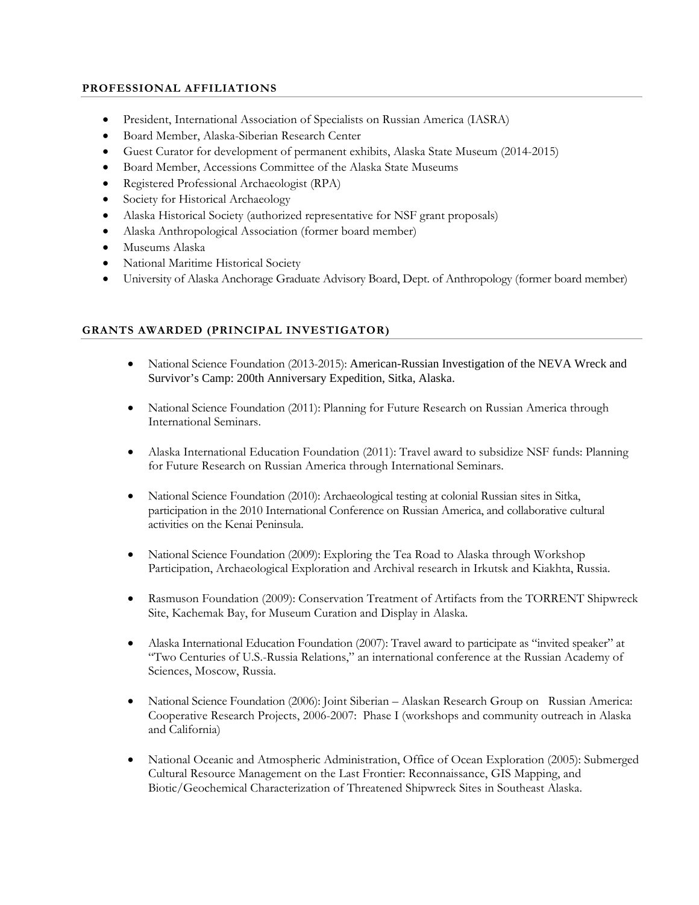## PROFESSIONAL AFFILIATIONS

- President, International Association of Specialists on Russian America (IASRA)
- Board Member, Alaska-Siberian Research Center
- Guest Curator for development of permanent exhibits, Alaska State Museum (2014-2015)
- Board Member, Accessions Committee of the Alaska State Museums
- Registered Professional Archaeologist (RPA)
- Society for Historical Archaeology
- Alaska Historical Society (authorized representative for NSF grant proposals)
- Alaska Anthropological Association (former board member)
- Museums Alaska
- National Maritime Historical Society
- University of Alaska Anchorage Graduate Advisory Board, Dept. of Anthropology (former board member)

## GRANTS AWARDED (PRINCIPAL INVESTIGATOR)

- National Science Foundation (2013-2015): American-Russian Investigation of the NEVA Wreck and Survivor's Camp: 200th Anniversary Expedition, Sitka, Alaska.

- National Science Foundation (2011): Planning for Future Research on Russian America through International Seminars.

- Alaska International Education Foundation (2011): Travel award to subsidize NSF funds: Planning for Future Research on Russian America through International Seminars.

- National Science Foundation (2010): Archaeological testing at colonial Russian sites in Sitka, participation in the 2010 International Conference on Russian America, and collaborative cultural activities on the Kenai Peninsula.

- National Science Foundation (2009): Exploring the Tea Road to Alaska through Workshop Participation, Archaeological Exploration and Archival research in Irkutsk and Kiakhta, Russia.

- Rasmuson Foundation (2009): Conservation Treatment of Artifacts from the TORRENT Shipwreck Site, Kachemak Bay, for Museum Curation and Display in Alaska.

- Alaska International Education Foundation (2007): Travel award to participate as "invited speaker" at "Two Centuries of U.S.-Russia Relations," an international conference at the Russian Academy of Sciences, Moscow, Russia.

- National Science Foundation (2006): Joint Siberian – Alaskan Research Group on Russian America: Cooperative Research Projects, 2006-2007: Phase I (workshops and community outreach in Alaska and California)

- National Oceanic and Atmospheric Administration, Office of Ocean Exploration (2005): Submerged Cultural Resource Management on the Last Frontier: Reconnaissance, GIS Mapping, and Biotic/Geochemical Characterization of Threatened Shipwreck Sites in Southeast Alaska.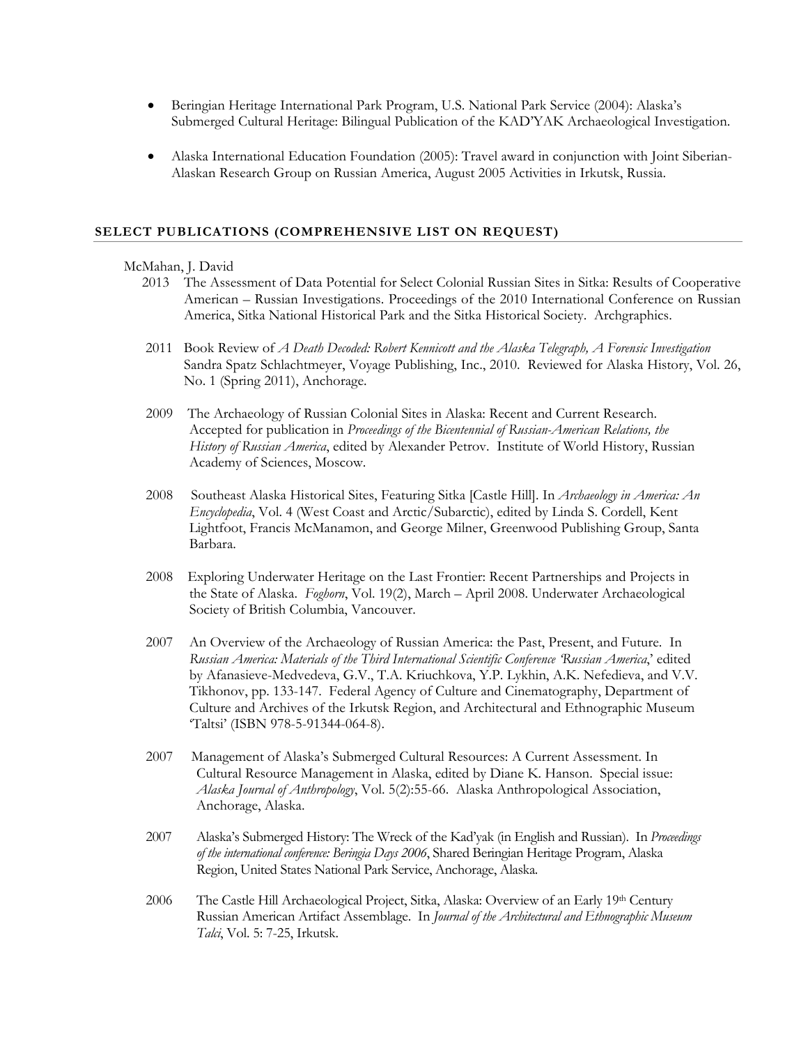- Beringian Heritage International Park Program, U.S. National Park Service (2004): Alaska's Submerged Cultural Heritage: Bilingual Publication of the KAD'YAK Archaeological Investigation.

- Alaska International Education Foundation (2005): Travel award in conjunction with Joint Siberian-Alaskan Research Group on Russian America, August 2005 Activities in Irkutsk, Russia.

## SELECT PUBLICATIONS (COMPREHENSIVE LIST ON REQUEST)

McMahan, J. David

2013 The Assessment of Data Potential for Select Colonial Russian Sites in Sitka: Results of Cooperative American – Russian Investigations. Proceedings of the 2010 International Conference on Russian America, Sitka National Historical Park and the Sitka Historical Society. Archgraphics.

2011 Book Review of *A Death Decoded: Robert Kennicott and the Alaska Telegraph, A Forensic Investigation* Sandra Spatz Schlachtmeyer, Voyage Publishing, Inc., 2010. Reviewed for Alaska History, Vol. 26, No. 1 (Spring 2011), Anchorage.

2009 The Archaeology of Russian Colonial Sites in Alaska: Recent and Current Research. Accepted for publication in *Proceedings of the Bicentennial of Russian-American Relations, the History of Russian America*, edited by Alexander Petrov. Institute of World History, Russian Academy of Sciences, Moscow.

2008 Southeast Alaska Historical Sites, Featuring Sitka [Castle Hill]. In *Archaeology in America: An Encyclopedia*, Vol. 4 (West Coast and Arctic/Subarctic), edited by Linda S. Cordell, Kent Lightfoot, Francis McManamon, and George Milner, Greenwood Publishing Group, Santa Barbara.

2008 Exploring Underwater Heritage on the Last Frontier: Recent Partnerships and Projects in the State of Alaska. *Foghorn*, Vol. 19(2), March – April 2008. Underwater Archaeological Society of British Columbia, Vancouver.

2007 An Overview of the Archaeology of Russian America: the Past, Present, and Future. In *Russian America: Materials of the Third International Scientific Conference 'Russian America*,' edited by Afanasieve-Medvedeva, G.V., T.A. Kriuchkova, Y.P. Lykhin, A.K. Nefedieva, and V.V. Tikhonov, pp. 133-147. Federal Agency of Culture and Cinematography, Department of Culture and Archives of the Irkutsk Region, and Architectural and Ethnographic Museum 'Taltsi' (ISBN 978-5-91344-064-8).

2007 Management of Alaska's Submerged Cultural Resources: A Current Assessment. In Cultural Resource Management in Alaska, edited by Diane K. Hanson. Special issue: *Alaska Journal of Anthropology*, Vol. 5(2):55-66. Alaska Anthropological Association, Anchorage, Alaska.

2007 Alaska's Submerged History: The Wreck of the Kad'yak (in English and Russian). In *Proceedings of the international conference: Beringia Days 2006*, Shared Beringian Heritage Program, Alaska Region, United States National Park Service, Anchorage, Alaska.

2006 The Castle Hill Archaeological Project, Sitka, Alaska: Overview of an Early 19th Century Russian American Artifact Assemblage. In *Journal of the Architectural and Ethnographic Museum Talci*, Vol. 5: 7-25, Irkutsk.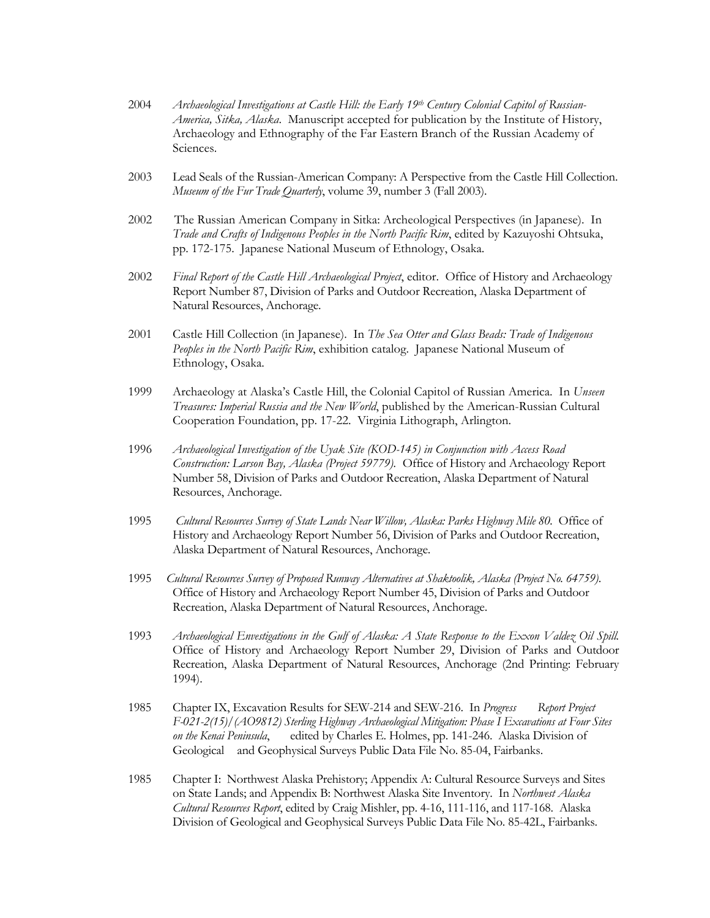2004 *Archaeological Investigations at Castle Hill: the Early 19th Century Colonial Capitol of Russian-America, Sitka, Alaska*. Manuscript accepted for publication by the Institute of History, Archaeology and Ethnography of the Far Eastern Branch of the Russian Academy of Sciences.

2003 Lead Seals of the Russian-American Company: A Perspective from the Castle Hill Collection. *Museum of the Fur Trade Quarterly*, volume 39, number 3 (Fall 2003).

2002 The Russian American Company in Sitka: Archeological Perspectives (in Japanese). In *Trade and Crafts of Indigenous Peoples in the North Pacific Rim*, edited by Kazuyoshi Ohtsuka, pp. 172-175. Japanese National Museum of Ethnology, Osaka.

2002 *Final Report of the Castle Hill Archaeological Project*, editor. Office of History and Archaeology Report Number 87, Division of Parks and Outdoor Recreation, Alaska Department of Natural Resources, Anchorage.

2001 Castle Hill Collection (in Japanese). In *The Sea Otter and Glass Beads: Trade of Indigenous Peoples in the North Pacific Rim*, exhibition catalog. Japanese National Museum of Ethnology, Osaka.

1999 Archaeology at Alaska's Castle Hill, the Colonial Capitol of Russian America. In *Unseen Treasures: Imperial Russia and the New World*, published by the American-Russian Cultural Cooperation Foundation, pp. 17-22. Virginia Lithograph, Arlington.

1996 *Archaeological Investigation of the Uyak Site (KOD-145) in Conjunction with Access Road Construction: Larson Bay, Alaska (Project 59779)*. Office of History and Archaeology Report Number 58, Division of Parks and Outdoor Recreation, Alaska Department of Natural Resources, Anchorage.

1995 *Cultural Resources Survey of State Lands Near Willow, Alaska: Parks Highway Mile 80*. Office of History and Archaeology Report Number 56, Division of Parks and Outdoor Recreation, Alaska Department of Natural Resources, Anchorage.

1995 *Cultural Resources Survey of Proposed Runway Alternatives at Shaktoolik, Alaska (Project No. 64759)*. Office of History and Archaeology Report Number 45, Division of Parks and Outdoor Recreation, Alaska Department of Natural Resources, Anchorage.

1993 *Archaeological Envestigations in the Gulf of Alaska: A State Response to the Exxon Valdez Oil Spill*. Office of History and Archaeology Report Number 29, Division of Parks and Outdoor Recreation, Alaska Department of Natural Resources, Anchorage (2nd Printing: February 1994).

1985 Chapter IX, Excavation Results for SEW-214 and SEW-216. In *Progress Report Project F-021-2(15)/(AO9812) Sterling Highway Archaeological Mitigation: Phase I Excavations at Four Sites on the Kenai Peninsula*, edited by Charles E. Holmes, pp. 141-246. Alaska Division of Geological and Geophysical Surveys Public Data File No. 85-04, Fairbanks.

1985 Chapter I: Northwest Alaska Prehistory; Appendix A: Cultural Resource Surveys and Sites on State Lands; and Appendix B: Northwest Alaska Site Inventory. In *Northwest Alaska Cultural Resources Report*, edited by Craig Mishler, pp. 4-16, 111-116, and 117-168. Alaska Division of Geological and Geophysical Surveys Public Data File No. 85-42L, Fairbanks.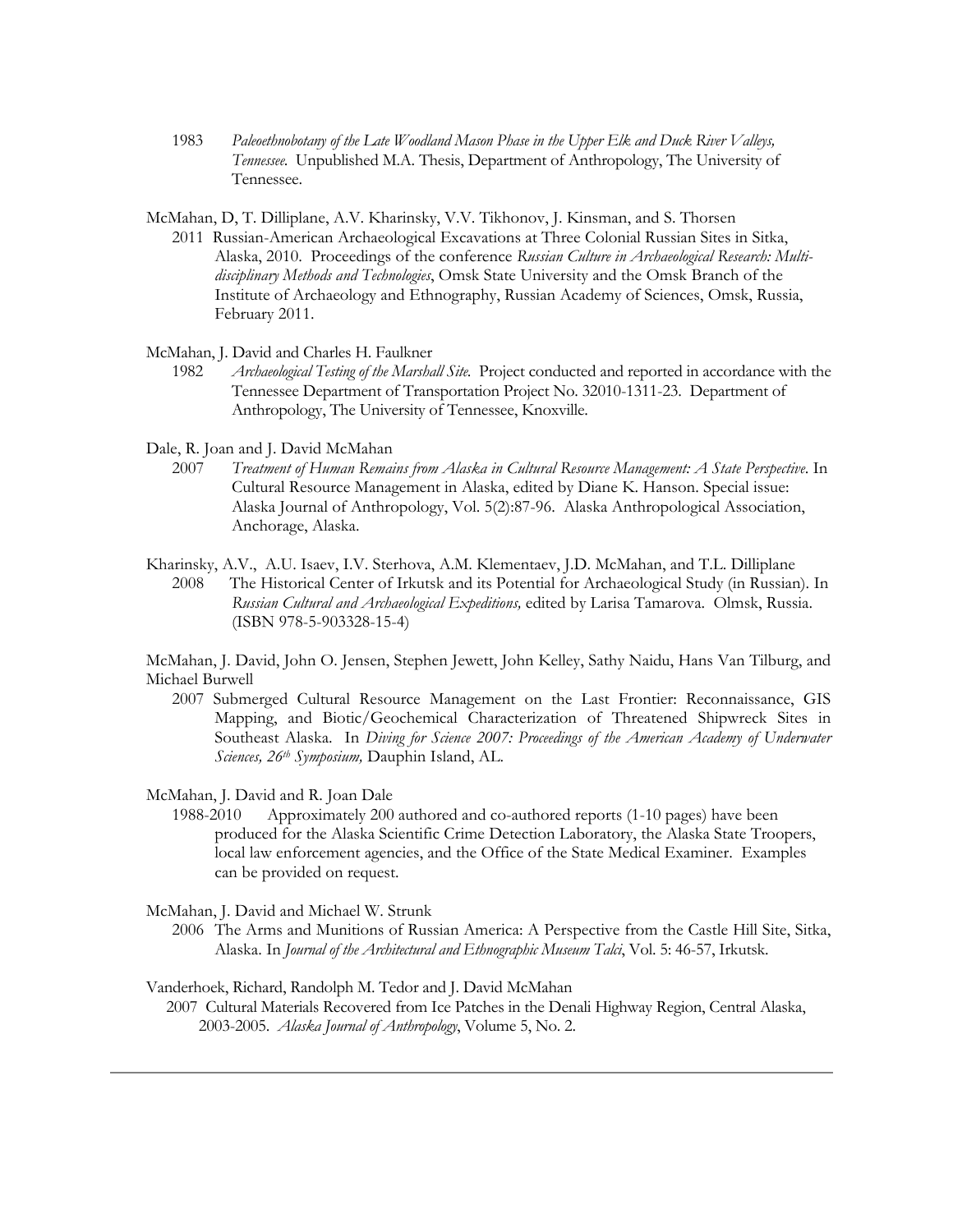1983 *Paleoethnobotany of the Late Woodland Mason Phase in the Upper Elk and Duck River Valleys, Tennessee.* Unpublished M.A. Thesis, Department of Anthropology, The University of Tennessee.

McMahan, D, T. Dilliplane, A.V. Kharinsky, V.V. Tikhonov, J. Kinsman, and S. Thorsen

2011 Russian-American Archaeological Excavations at Three Colonial Russian Sites in Sitka, Alaska, 2010. Proceedings of the conference *Russian Culture in Archaeological Research: Multi-disciplinary Methods and Technologies*, Omsk State University and the Omsk Branch of the Institute of Archaeology and Ethnography, Russian Academy of Sciences, Omsk, Russia, February 2011.

McMahan, J. David and Charles H. Faulkner

1982 *Archaeological Testing of the Marshall Site.* Project conducted and reported in accordance with the Tennessee Department of Transportation Project No. 32010-1311-23. Department of Anthropology, The University of Tennessee, Knoxville.

Dale, R. Joan and J. David McMahan

2007 *Treatment of Human Remains from Alaska in Cultural Resource Management: A State Perspective*. In Cultural Resource Management in Alaska, edited by Diane K. Hanson. Special issue: Alaska Journal of Anthropology, Vol. 5(2):87-96. Alaska Anthropological Association, Anchorage, Alaska.

Kharinsky, A.V., A.U. Isaev, I.V. Sterhova, A.M. Klementaev, J.D. McMahan, and T.L. Dilliplane

2008 The Historical Center of Irkutsk and its Potential for Archaeological Study (in Russian). In *Russian Cultural and Archaeological Expeditions,* edited by Larisa Tamarova. Olmsk, Russia. (ISBN 978-5-903328-15-4)

McMahan, J. David, John O. Jensen, Stephen Jewett, John Kelley, Sathy Naidu, Hans Van Tilburg, and Michael Burwell

2007 Submerged Cultural Resource Management on the Last Frontier: Reconnaissance, GIS Mapping, and Biotic/Geochemical Characterization of Threatened Shipwreck Sites in Southeast Alaska. In *Diving for Science 2007: Proceedings of the American Academy of Underwater Sciences, 26th Symposium,* Dauphin Island, AL.

McMahan, J. David and R. Joan Dale

1988-2010 Approximately 200 authored and co-authored reports (1-10 pages) have been produced for the Alaska Scientific Crime Detection Laboratory, the Alaska State Troopers, local law enforcement agencies, and the Office of the State Medical Examiner. Examples can be provided on request.

McMahan, J. David and Michael W. Strunk

2006 The Arms and Munitions of Russian America: A Perspective from the Castle Hill Site, Sitka, Alaska. In *Journal of the Architectural and Ethnographic Museum Talci*, Vol. 5: 46-57, Irkutsk.

Vanderhoek, Richard, Randolph M. Tedor and J. David McMahan

2007 Cultural Materials Recovered from Ice Patches in the Denali Highway Region, Central Alaska, 2003-2005. *Alaska Journal of Anthropology*, Volume 5, No. 2.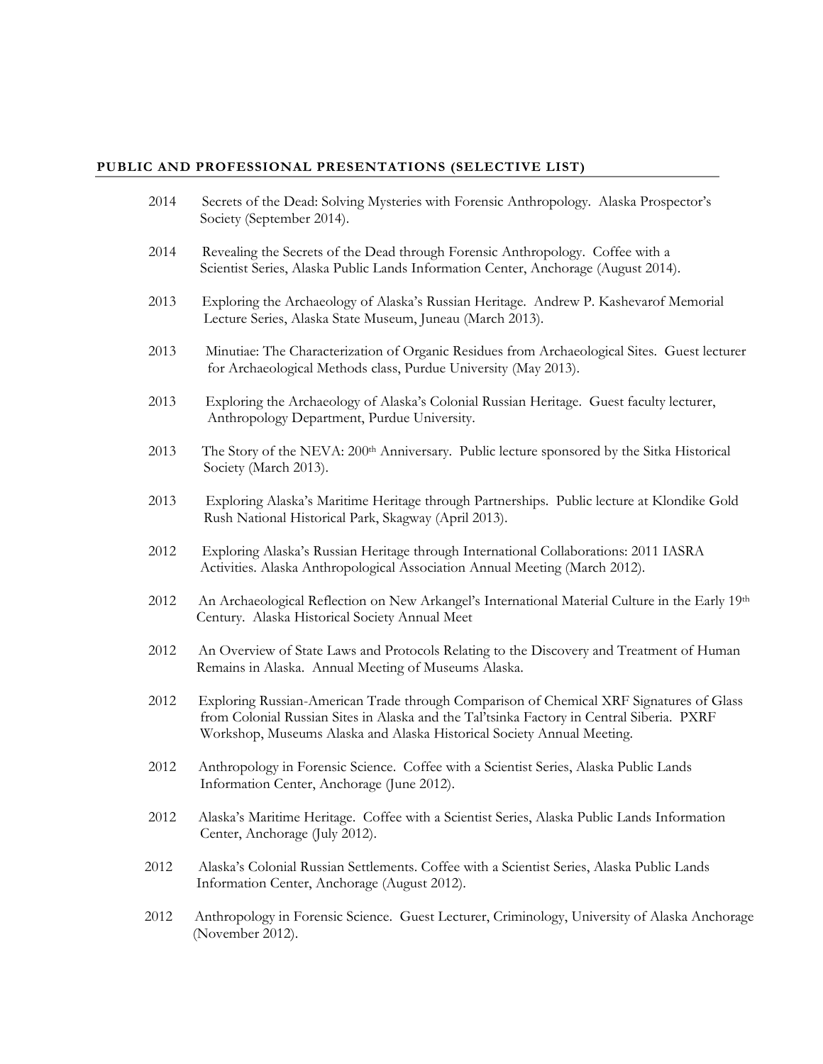## PUBLIC AND PROFESSIONAL PRESENTATIONS (SELECTIVE LIST)

2014 Secrets of the Dead: Solving Mysteries with Forensic Anthropology. Alaska Prospector's Society (September 2014).

2014 Revealing the Secrets of the Dead through Forensic Anthropology. Coffee with a Scientist Series, Alaska Public Lands Information Center, Anchorage (August 2014).

2013 Exploring the Archaeology of Alaska's Russian Heritage. Andrew P. Kashevarof Memorial Lecture Series, Alaska State Museum, Juneau (March 2013).

2013 Minutiae: The Characterization of Organic Residues from Archaeological Sites. Guest lecturer for Archaeological Methods class, Purdue University (May 2013).

2013 Exploring the Archaeology of Alaska's Colonial Russian Heritage. Guest faculty lecturer, Anthropology Department, Purdue University.

2013 The Story of the NEVA: 200th Anniversary. Public lecture sponsored by the Sitka Historical Society (March 2013).

2013 Exploring Alaska's Maritime Heritage through Partnerships. Public lecture at Klondike Gold Rush National Historical Park, Skagway (April 2013).

2012 Exploring Alaska's Russian Heritage through International Collaborations: 2011 IASRA Activities. Alaska Anthropological Association Annual Meeting (March 2012).

2012 An Archaeological Reflection on New Arkangel's International Material Culture in the Early 19th Century. Alaska Historical Society Annual Meet

2012 An Overview of State Laws and Protocols Relating to the Discovery and Treatment of Human Remains in Alaska. Annual Meeting of Museums Alaska.

2012 Exploring Russian-American Trade through Comparison of Chemical XRF Signatures of Glass from Colonial Russian Sites in Alaska and the Tal'tsinka Factory in Central Siberia. PXRF Workshop, Museums Alaska and Alaska Historical Society Annual Meeting.

2012 Anthropology in Forensic Science. Coffee with a Scientist Series, Alaska Public Lands Information Center, Anchorage (June 2012).

2012 Alaska's Maritime Heritage. Coffee with a Scientist Series, Alaska Public Lands Information Center, Anchorage (July 2012).

2012 Alaska's Colonial Russian Settlements. Coffee with a Scientist Series, Alaska Public Lands Information Center, Anchorage (August 2012).

2012 Anthropology in Forensic Science. Guest Lecturer, Criminology, University of Alaska Anchorage (November 2012).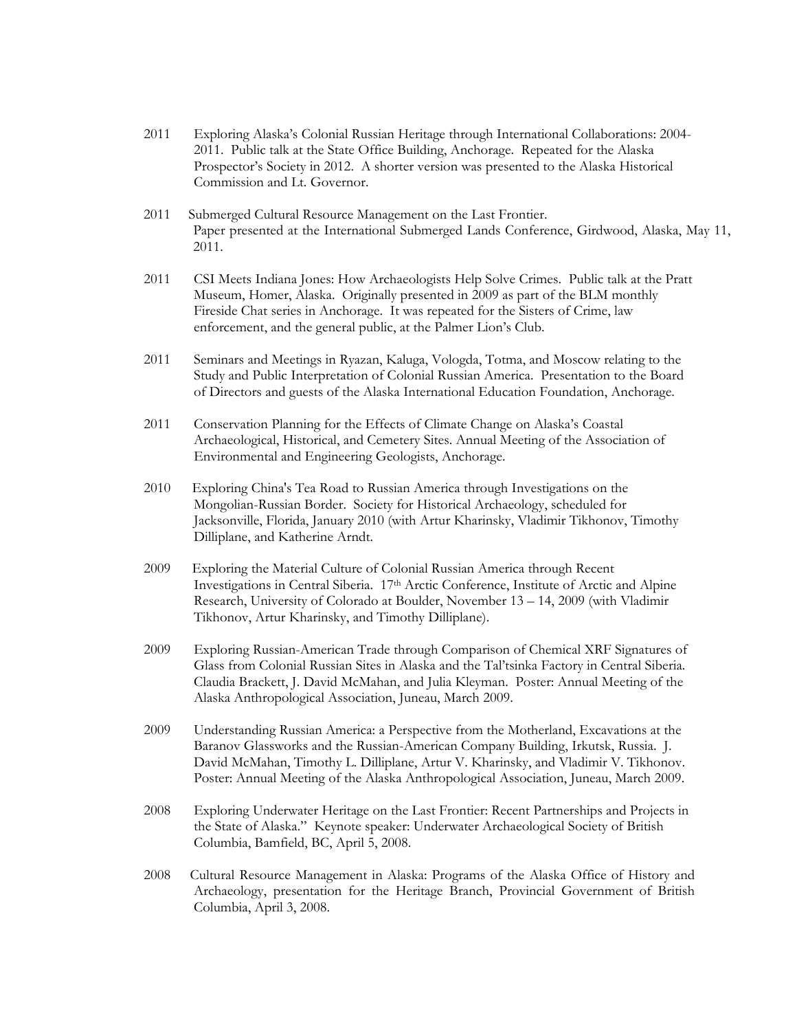2011 Exploring Alaska's Colonial Russian Heritage through International Collaborations: 2004-2011. Public talk at the State Office Building, Anchorage. Repeated for the Alaska Prospector's Society in 2012. A shorter version was presented to the Alaska Historical Commission and Lt. Governor.

2011 Submerged Cultural Resource Management on the Last Frontier. Paper presented at the International Submerged Lands Conference, Girdwood, Alaska, May 11, 2011.

2011 CSI Meets Indiana Jones: How Archaeologists Help Solve Crimes. Public talk at the Pratt Museum, Homer, Alaska. Originally presented in 2009 as part of the BLM monthly Fireside Chat series in Anchorage. It was repeated for the Sisters of Crime, law enforcement, and the general public, at the Palmer Lion's Club.

2011 Seminars and Meetings in Ryazan, Kaluga, Vologda, Totma, and Moscow relating to the Study and Public Interpretation of Colonial Russian America. Presentation to the Board of Directors and guests of the Alaska International Education Foundation, Anchorage.

2011 Conservation Planning for the Effects of Climate Change on Alaska's Coastal Archaeological, Historical, and Cemetery Sites. Annual Meeting of the Association of Environmental and Engineering Geologists, Anchorage.

2010 Exploring China's Tea Road to Russian America through Investigations on the Mongolian-Russian Border. Society for Historical Archaeology, scheduled for Jacksonville, Florida, January 2010 (with Artur Kharinsky, Vladimir Tikhonov, Timothy Dilliplane, and Katherine Arndt.

2009 Exploring the Material Culture of Colonial Russian America through Recent Investigations in Central Siberia. 17th Arctic Conference, Institute of Arctic and Alpine Research, University of Colorado at Boulder, November 13 – 14, 2009 (with Vladimir Tikhonov, Artur Kharinsky, and Timothy Dilliplane).

2009 Exploring Russian-American Trade through Comparison of Chemical XRF Signatures of Glass from Colonial Russian Sites in Alaska and the Tal'tsinka Factory in Central Siberia. Claudia Brackett, J. David McMahan, and Julia Kleyman. Poster: Annual Meeting of the Alaska Anthropological Association, Juneau, March 2009.

2009 Understanding Russian America: a Perspective from the Motherland, Excavations at the Baranov Glassworks and the Russian-American Company Building, Irkutsk, Russia. J. David McMahan, Timothy L. Dilliplane, Artur V. Kharinsky, and Vladimir V. Tikhonov. Poster: Annual Meeting of the Alaska Anthropological Association, Juneau, March 2009.

2008 Exploring Underwater Heritage on the Last Frontier: Recent Partnerships and Projects in the State of Alaska." Keynote speaker: Underwater Archaeological Society of British Columbia, Bamfield, BC, April 5, 2008.

2008 Cultural Resource Management in Alaska: Programs of the Alaska Office of History and Archaeology, presentation for the Heritage Branch, Provincial Government of British Columbia, April 3, 2008.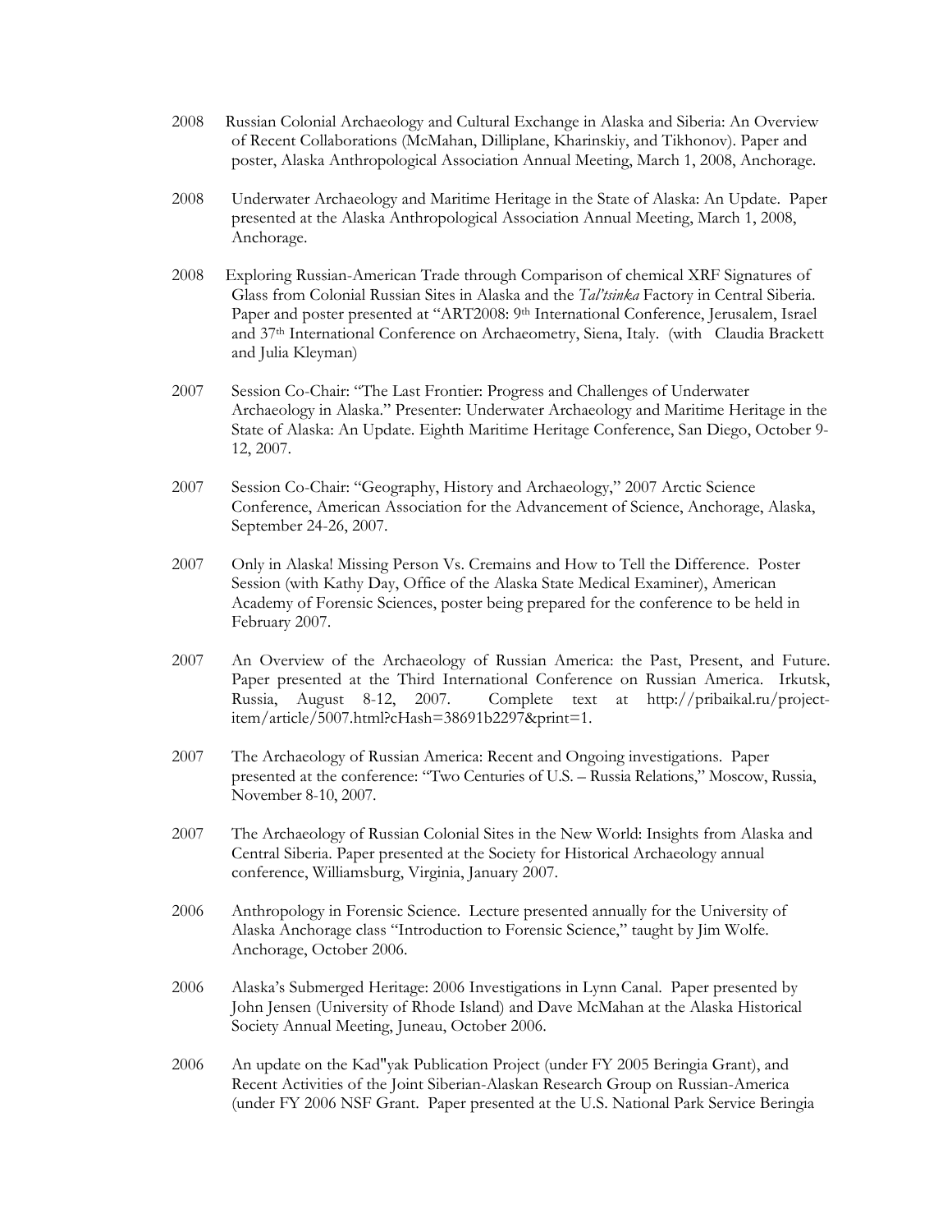2008 Russian Colonial Archaeology and Cultural Exchange in Alaska and Siberia: An Overview of Recent Collaborations (McMahan, Dilliplane, Kharinskiy, and Tikhonov). Paper and poster, Alaska Anthropological Association Annual Meeting, March 1, 2008, Anchorage.

2008 Underwater Archaeology and Maritime Heritage in the State of Alaska: An Update. Paper presented at the Alaska Anthropological Association Annual Meeting, March 1, 2008, Anchorage.

2008 Exploring Russian-American Trade through Comparison of chemical XRF Signatures of Glass from Colonial Russian Sites in Alaska and the *Tal'tsinka* Factory in Central Siberia. Paper and poster presented at "ART2008: 9th International Conference, Jerusalem, Israel and 37th International Conference on Archaeometry, Siena, Italy. (with Claudia Brackett and Julia Kleyman)

2007 Session Co-Chair: "The Last Frontier: Progress and Challenges of Underwater Archaeology in Alaska." Presenter: Underwater Archaeology and Maritime Heritage in the State of Alaska: An Update. Eighth Maritime Heritage Conference, San Diego, October 9-12, 2007.

2007 Session Co-Chair: "Geography, History and Archaeology," 2007 Arctic Science Conference, American Association for the Advancement of Science, Anchorage, Alaska, September 24-26, 2007.

2007 Only in Alaska! Missing Person Vs. Cremains and How to Tell the Difference. Poster Session (with Kathy Day, Office of the Alaska State Medical Examiner), American Academy of Forensic Sciences, poster being prepared for the conference to be held in February 2007.

2007 An Overview of the Archaeology of Russian America: the Past, Present, and Future. Paper presented at the Third International Conference on Russian America. Irkutsk, Russia, August 8-12, 2007. Complete text at http://pribaikal.ru/project-item/article/5007.html?cHash=38691b2297&print=1.

2007 The Archaeology of Russian America: Recent and Ongoing investigations. Paper presented at the conference: "Two Centuries of U.S. – Russia Relations," Moscow, Russia, November 8-10, 2007.

2007 The Archaeology of Russian Colonial Sites in the New World: Insights from Alaska and Central Siberia. Paper presented at the Society for Historical Archaeology annual conference, Williamsburg, Virginia, January 2007.

2006 Anthropology in Forensic Science. Lecture presented annually for the University of Alaska Anchorage class "Introduction to Forensic Science," taught by Jim Wolfe. Anchorage, October 2006.

2006 Alaska's Submerged Heritage: 2006 Investigations in Lynn Canal. Paper presented by John Jensen (University of Rhode Island) and Dave McMahan at the Alaska Historical Society Annual Meeting, Juneau, October 2006.

2006 An update on the Kad"yak Publication Project (under FY 2005 Beringia Grant), and Recent Activities of the Joint Siberian-Alaskan Research Group on Russian-America (under FY 2006 NSF Grant. Paper presented at the U.S. National Park Service Beringia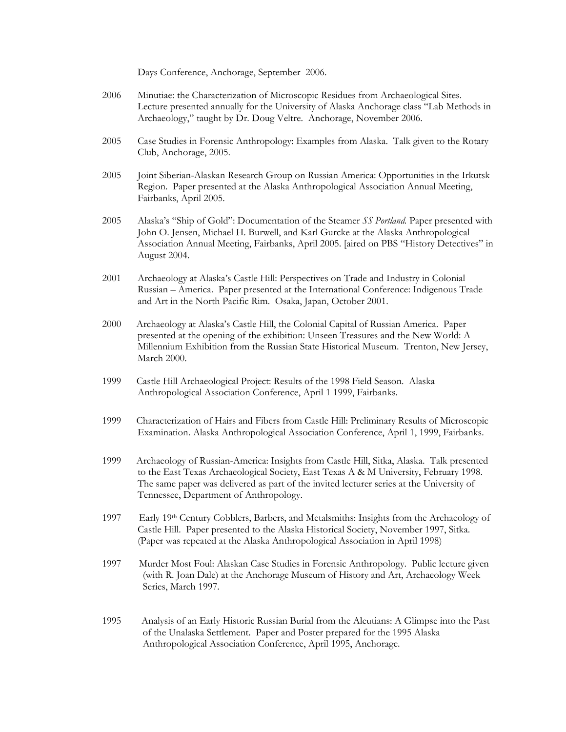Days Conference, Anchorage, September 2006.

2006 Minutiae: the Characterization of Microscopic Residues from Archaeological Sites. Lecture presented annually for the University of Alaska Anchorage class "Lab Methods in Archaeology," taught by Dr. Doug Veltre. Anchorage, November 2006.

2005 Case Studies in Forensic Anthropology: Examples from Alaska. Talk given to the Rotary Club, Anchorage, 2005.

2005 Joint Siberian-Alaskan Research Group on Russian America: Opportunities in the Irkutsk Region. Paper presented at the Alaska Anthropological Association Annual Meeting, Fairbanks, April 2005.

2005 Alaska's "Ship of Gold": Documentation of the Steamer *SS Portland*. Paper presented with John O. Jensen, Michael H. Burwell, and Karl Gurcke at the Alaska Anthropological Association Annual Meeting, Fairbanks, April 2005. [aired on PBS "History Detectives" in August 2004.

2001 Archaeology at Alaska's Castle Hill: Perspectives on Trade and Industry in Colonial Russian – America. Paper presented at the International Conference: Indigenous Trade and Art in the North Pacific Rim. Osaka, Japan, October 2001.

2000 Archaeology at Alaska's Castle Hill, the Colonial Capital of Russian America. Paper presented at the opening of the exhibition: Unseen Treasures and the New World: A Millennium Exhibition from the Russian State Historical Museum. Trenton, New Jersey, March 2000.

1999 Castle Hill Archaeological Project: Results of the 1998 Field Season. Alaska Anthropological Association Conference, April 1 1999, Fairbanks.

1999 Characterization of Hairs and Fibers from Castle Hill: Preliminary Results of Microscopic Examination. Alaska Anthropological Association Conference, April 1, 1999, Fairbanks.

1999 Archaeology of Russian-America: Insights from Castle Hill, Sitka, Alaska. Talk presented to the East Texas Archaeological Society, East Texas A & M University, February 1998. The same paper was delivered as part of the invited lecturer series at the University of Tennessee, Department of Anthropology.

1997 Early 19th Century Cobblers, Barbers, and Metalsmiths: Insights from the Archaeology of Castle Hill. Paper presented to the Alaska Historical Society, November 1997, Sitka. (Paper was repeated at the Alaska Anthropological Association in April 1998)

1997 Murder Most Foul: Alaskan Case Studies in Forensic Anthropology. Public lecture given (with R. Joan Dale) at the Anchorage Museum of History and Art, Archaeology Week Series, March 1997.

1995 Analysis of an Early Historic Russian Burial from the Aleutians: A Glimpse into the Past of the Unalaska Settlement. Paper and Poster prepared for the 1995 Alaska Anthropological Association Conference, April 1995, Anchorage.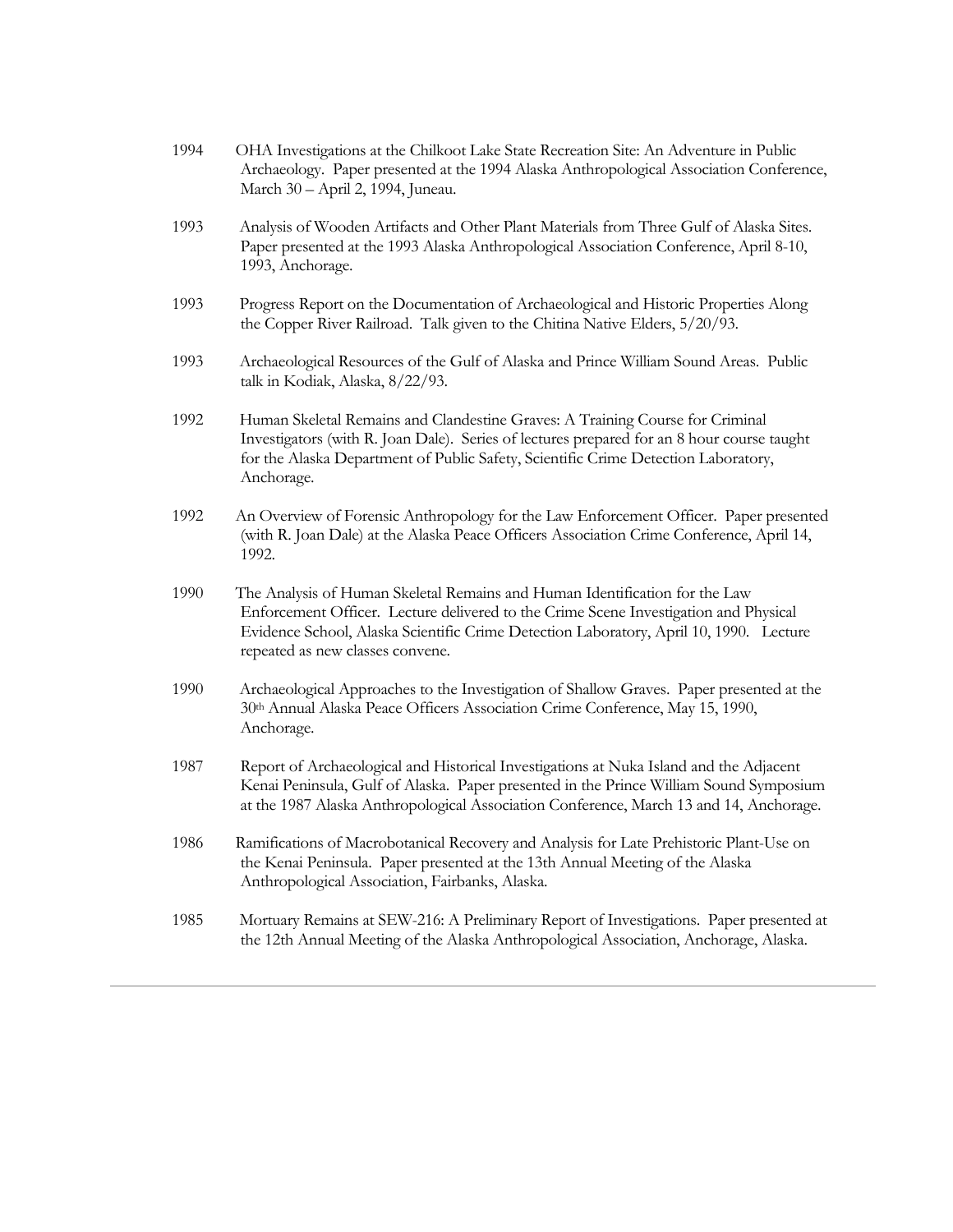1994 OHA Investigations at the Chilkoot Lake State Recreation Site: An Adventure in Public Archaeology. Paper presented at the 1994 Alaska Anthropological Association Conference, March 30 – April 2, 1994, Juneau.

1993 Analysis of Wooden Artifacts and Other Plant Materials from Three Gulf of Alaska Sites. Paper presented at the 1993 Alaska Anthropological Association Conference, April 8-10, 1993, Anchorage.

1993 Progress Report on the Documentation of Archaeological and Historic Properties Along the Copper River Railroad. Talk given to the Chitina Native Elders, 5/20/93.

1993 Archaeological Resources of the Gulf of Alaska and Prince William Sound Areas. Public talk in Kodiak, Alaska, 8/22/93.

1992 Human Skeletal Remains and Clandestine Graves: A Training Course for Criminal Investigators (with R. Joan Dale). Series of lectures prepared for an 8 hour course taught for the Alaska Department of Public Safety, Scientific Crime Detection Laboratory, Anchorage.

1992 An Overview of Forensic Anthropology for the Law Enforcement Officer. Paper presented (with R. Joan Dale) at the Alaska Peace Officers Association Crime Conference, April 14, 1992.

1990 The Analysis of Human Skeletal Remains and Human Identification for the Law Enforcement Officer. Lecture delivered to the Crime Scene Investigation and Physical Evidence School, Alaska Scientific Crime Detection Laboratory, April 10, 1990. Lecture repeated as new classes convene.

1990 Archaeological Approaches to the Investigation of Shallow Graves. Paper presented at the 30th Annual Alaska Peace Officers Association Crime Conference, May 15, 1990, Anchorage.

1987 Report of Archaeological and Historical Investigations at Nuka Island and the Adjacent Kenai Peninsula, Gulf of Alaska. Paper presented in the Prince William Sound Symposium at the 1987 Alaska Anthropological Association Conference, March 13 and 14, Anchorage.

1986 Ramifications of Macrobotanical Recovery and Analysis for Late Prehistoric Plant-Use on the Kenai Peninsula. Paper presented at the 13th Annual Meeting of the Alaska Anthropological Association, Fairbanks, Alaska.

1985 Mortuary Remains at SEW-216: A Preliminary Report of Investigations. Paper presented at the 12th Annual Meeting of the Alaska Anthropological Association, Anchorage, Alaska.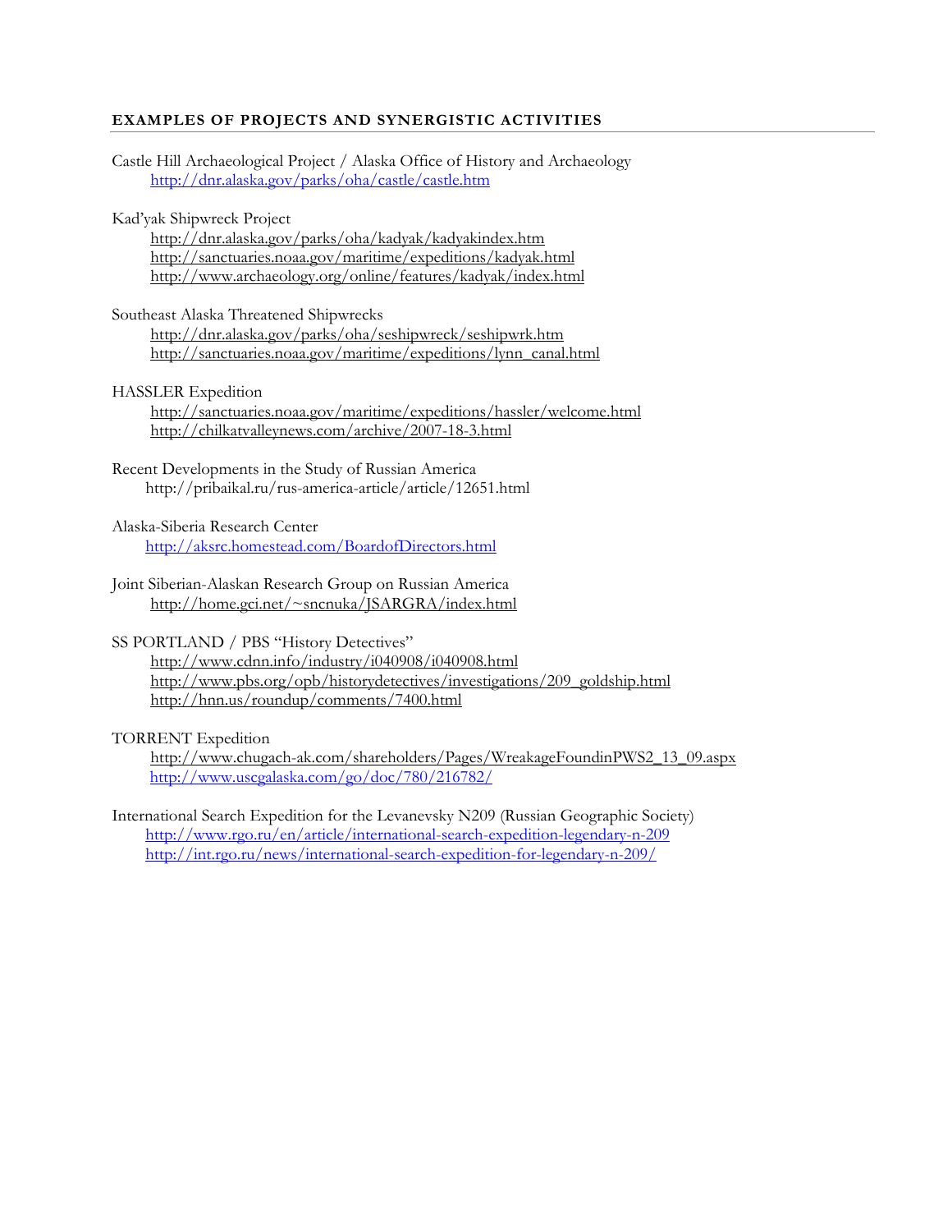**EXAMPLES OF PROJECTS AND SYNERGISTIC ACTIVITIES**

Castle Hill Archaeological Project / Alaska Office of History and Archaeology
http://dnr.alaska.gov/parks/oha/castle/castle.htm

Kad'yak Shipwreck Project
http://dnr.alaska.gov/parks/oha/kadyak/kadyakindex.htm
http://sanctuaries.noaa.gov/maritime/expeditions/kadyak.html
http://www.archaeology.org/online/features/kadyak/index.html

Southeast Alaska Threatened Shipwrecks
http://dnr.alaska.gov/parks/oha/seshipwreck/seshipwrk.htm
http://sanctuaries.noaa.gov/maritime/expeditions/lynn_canal.html

HASSLER Expedition
http://sanctuaries.noaa.gov/maritime/expeditions/hassler/welcome.html
http://chilkatvalleynews.com/archive/2007-18-3.html

Recent Developments in the Study of Russian America
http://pribaikal.ru/rus-america-article/article/12651.html

Alaska-Siberia Research Center
http://aksrc.homestead.com/BoardofDirectors.html

Joint Siberian-Alaskan Research Group on Russian America
http://home.gci.net/~sncnuka/JSARGRA/index.html

SS PORTLAND / PBS "History Detectives"
http://www.cdnn.info/industry/i040908/i040908.html
http://www.pbs.org/opb/historydetectives/investigations/209_goldship.html
http://hnn.us/roundup/comments/7400.html

TORRENT Expedition
http://www.chugach-ak.com/shareholders/Pages/WreakageFoundinPWS2_13_09.aspx
http://www.uscgalaska.com/go/doc/780/216782/

International Search Expedition for the Levanevsky N209 (Russian Geographic Society)
http://www.rgo.ru/en/article/international-search-expedition-legendary-n-209
http://int.rgo.ru/news/international-search-expedition-for-legendary-n-209/